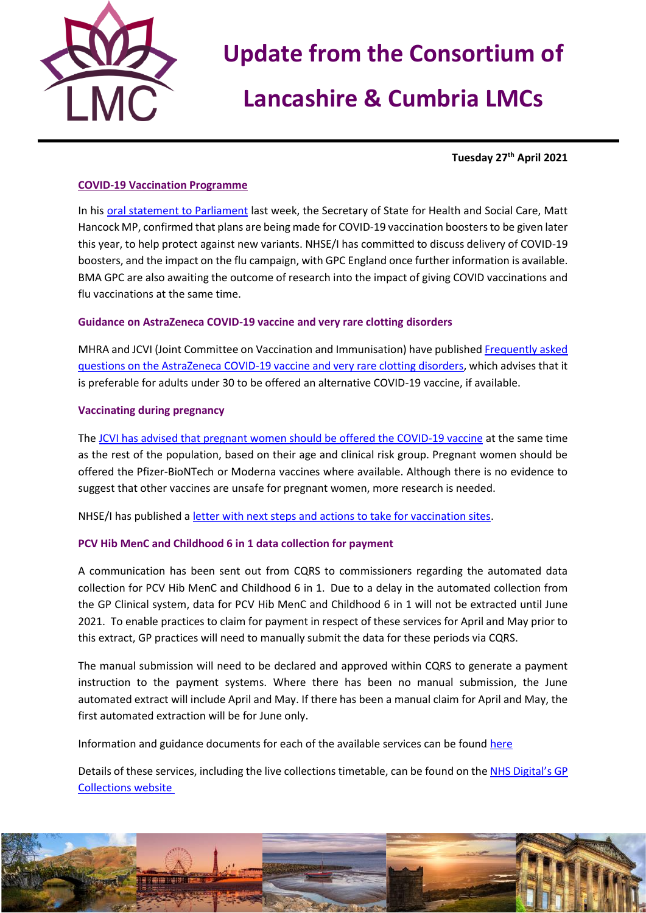# Update from the Consortium of Lancashire & Cumbria LMCs

**Tuesday 27th April 2021**

## COVID-19 Vaccination Programme

In his oral statement to Parliament last week, the Secretary of State for Health and Social Care, Matt Hancock MP, confirmed that plans are being made for COVID-19 vaccination boosters to be given later this year, to help protect against new variants. NHSE/I has committed to discuss delivery of COVID-19 boosters, and the impact on the flu campaign, with GPC England once further information is available. BMA GPC are also awaiting the outcome of research into the impact of giving COVID vaccinations and flu vaccinations at the same time.

### Guidance on AstraZeneca COVID-19 vaccine and very rare clotting disorders

MHRA and JCVI (Joint Committee on Vaccination and Immunisation) have published Frequently asked questions on the AstraZeneca COVID-19 vaccine and very rare clotting disorders, which advises that it is preferable for adults under 30 to be offered an alternative COVID-19 vaccine, if available.

### Vaccinating during pregnancy

The JCVI has advised that pregnant women should be offered the COVID-19 vaccine at the same time as the rest of the population, based on their age and clinical risk group. Pregnant women should be offered the Pfizer-BioNTech or Moderna vaccines where available. Although there is no evidence to suggest that other vaccines are unsafe for pregnant women, more research is needed.

NHSE/I has published a letter with next steps and actions to take for vaccination sites.

### PCV Hib MenC and Childhood 6 in 1 data collection for payment

A communication has been sent out from CQRS to commissioners regarding the automated data collection for PCV Hib MenC and Childhood 6 in 1. Due to a delay in the automated collection from the GP Clinical system, data for PCV Hib MenC and Childhood 6 in 1 will not be extracted until June 2021. To enable practices to claim for payment in respect of these services for April and May prior to this extract, GP practices will need to manually submit the data for these periods via CQRS.

The manual submission will need to be declared and approved within CQRS to generate a payment instruction to the payment systems. Where there has been no manual submission, the June automated extract will include April and May. If there has been a manual claim for April and May, the first automated extraction will be for June only.

Information and guidance documents for each of the available services can be found here

Details of these services, including the live collections timetable, can be found on the NHS Digital's GP Collections website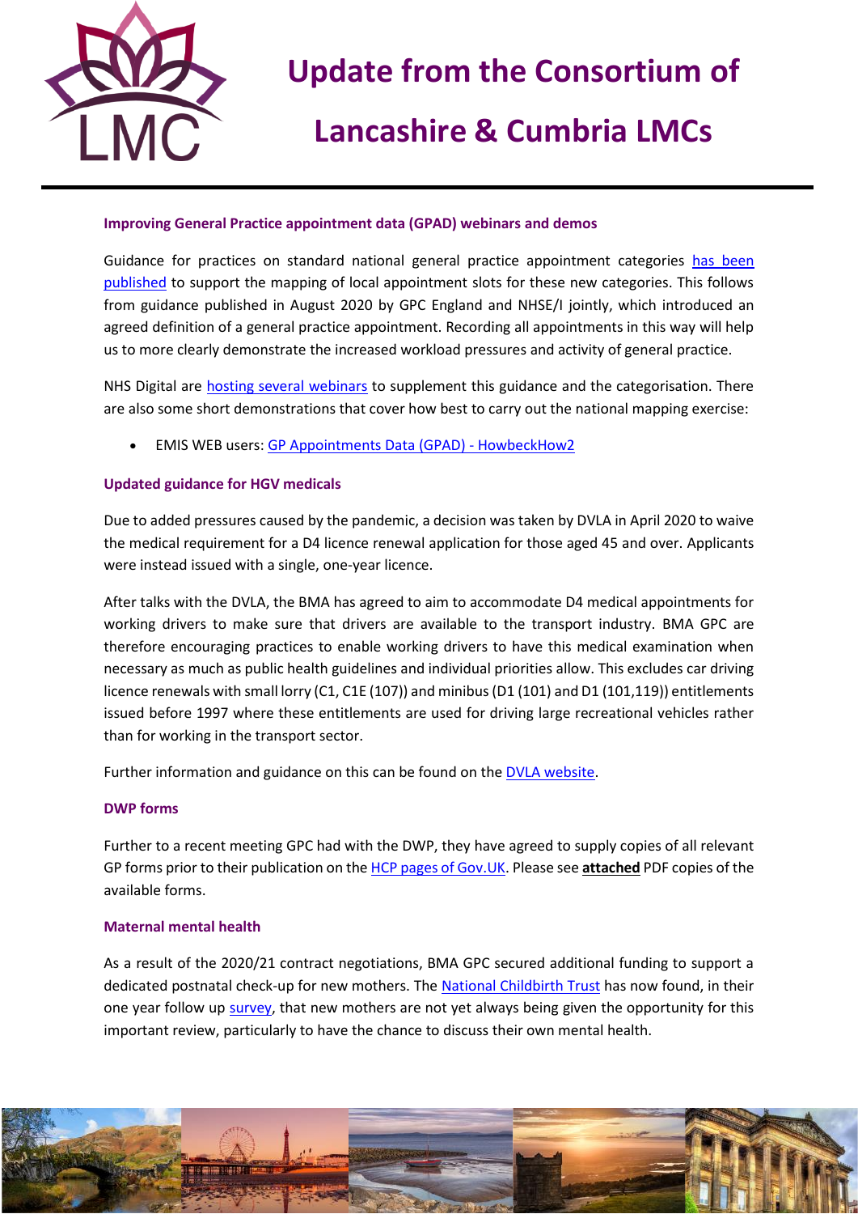# Update from the Consortium of Lancashire & Cumbria LMCs

### Improving General Practice appointment data (GPAD) webinars and demos

Guidance for practices on standard national general practice appointment categories has been published to support the mapping of local appointment slots for these new categories. This follows from guidance published in August 2020 by GPC England and NHSE/I jointly, which introduced an agreed definition of a general practice appointment. Recording all appointments in this way will help us to more clearly demonstrate the increased workload pressures and activity of general practice.

NHS Digital are hosting several webinars to supplement this guidance and the categorisation. There are also some short demonstrations that cover how best to carry out the national mapping exercise:

- EMIS WEB users: GP Appointments Data (GPAD) - HowbeckHow2

### Updated guidance for HGV medicals

Due to added pressures caused by the pandemic, a decision was taken by DVLA in April 2020 to waive the medical requirement for a D4 licence renewal application for those aged 45 and over. Applicants were instead issued with a single, one-year licence.

After talks with the DVLA, the BMA has agreed to aim to accommodate D4 medical appointments for working drivers to make sure that drivers are available to the transport industry. BMA GPC are therefore encouraging practices to enable working drivers to have this medical examination when necessary as much as public health guidelines and individual priorities allow. This excludes car driving licence renewals with small lorry (C1, C1E (107)) and minibus (D1 (101) and D1 (101,119)) entitlements issued before 1997 where these entitlements are used for driving large recreational vehicles rather than for working in the transport sector.

Further information and guidance on this can be found on the DVLA website.

### DWP forms

Further to a recent meeting GPC had with the DWP, they have agreed to supply copies of all relevant GP forms prior to their publication on the HCP pages of Gov.UK. Please see **attached** PDF copies of the available forms.

### Maternal mental health

As a result of the 2020/21 contract negotiations, BMA GPC secured additional funding to support a dedicated postnatal check-up for new mothers. The National Childbirth Trust has now found, in their one year follow up survey, that new mothers are not yet always being given the opportunity for this important review, particularly to have the chance to discuss their own mental health.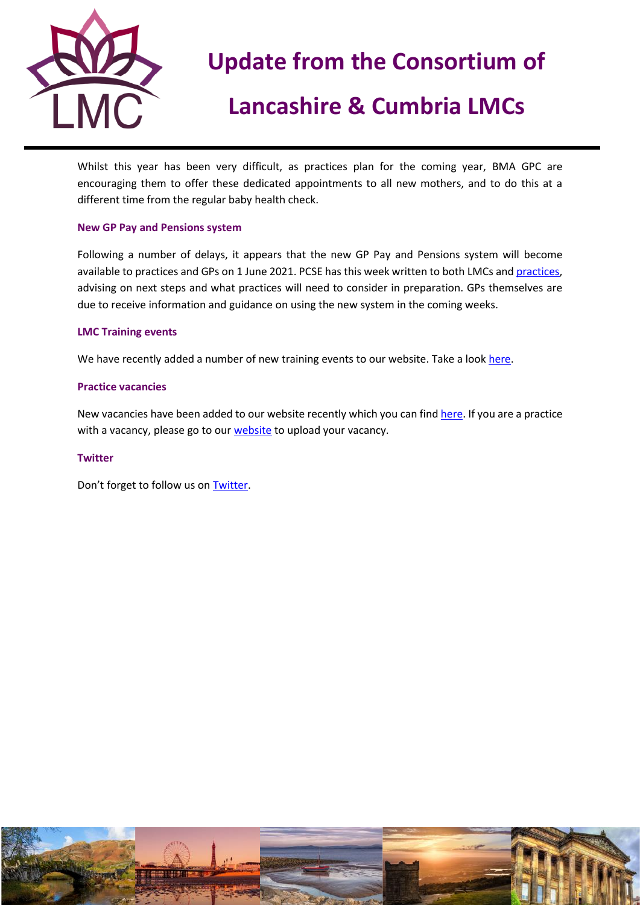Whilst this year has been very difficult, as practices plan for the coming year, BMA GPC are encouraging them to offer these dedicated appointments to all new mothers, and to do this at a different time from the regular baby health check.

### New GP Pay and Pensions system

Following a number of delays, it appears that the new GP Pay and Pensions system will become available to practices and GPs on 1 June 2021. PCSE has this week written to both LMCs and practices, advising on next steps and what practices will need to consider in preparation. GPs themselves are due to receive information and guidance on using the new system in the coming weeks.

### LMC Training events

We have recently added a number of new training events to our website. Take a look here.

### Practice vacancies

New vacancies have been added to our website recently which you can find here. If you are a practice with a vacancy, please go to our website to upload your vacancy.

### Twitter

Don't forget to follow us on Twitter.